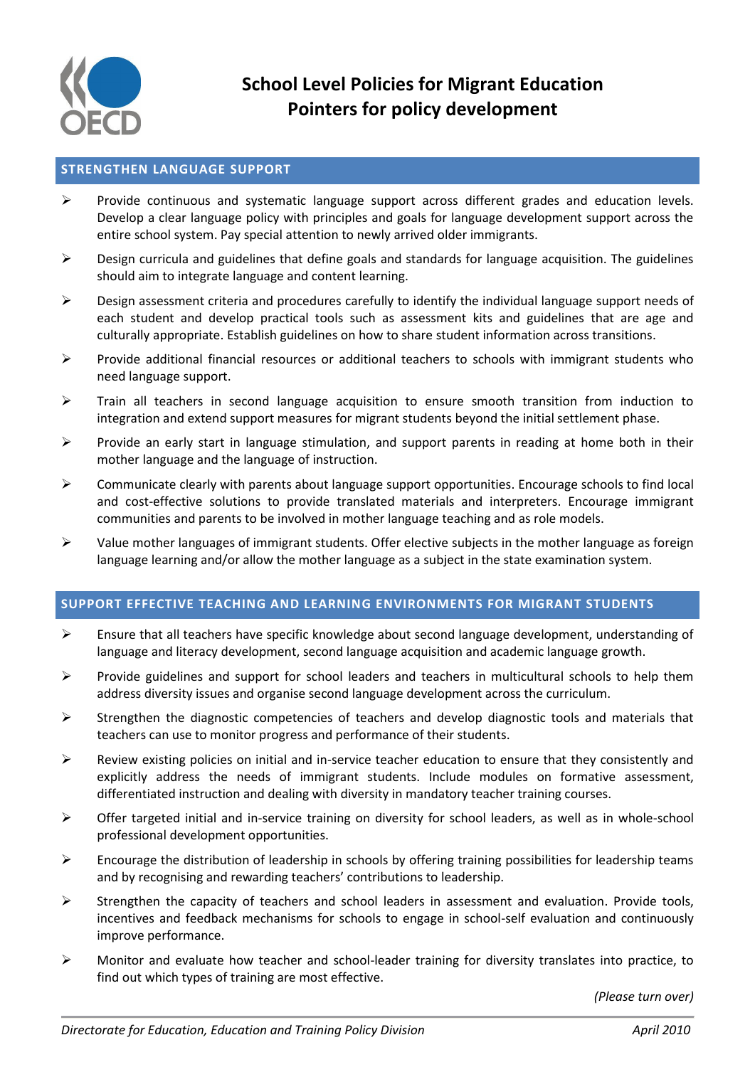# School Level Policies for Migrant Education
## Pointers for policy development

### STRENGTHEN LANGUAGE SUPPORT

- Provide continuous and systematic language support across different grades and education levels. Develop a clear language policy with principles and goals for language development support across the entire school system. Pay special attention to newly arrived older immigrants.
- Design curricula and guidelines that define goals and standards for language acquisition. The guidelines should aim to integrate language and content learning.
- Design assessment criteria and procedures carefully to identify the individual language support needs of each student and develop practical tools such as assessment kits and guidelines that are age and culturally appropriate. Establish guidelines on how to share student information across transitions.
- Provide additional financial resources or additional teachers to schools with immigrant students who need language support.
- Train all teachers in second language acquisition to ensure smooth transition from induction to integration and extend support measures for migrant students beyond the initial settlement phase.
- Provide an early start in language stimulation, and support parents in reading at home both in their mother language and the language of instruction.
- Communicate clearly with parents about language support opportunities. Encourage schools to find local and cost-effective solutions to provide translated materials and interpreters. Encourage immigrant communities and parents to be involved in mother language teaching and as role models.
- Value mother languages of immigrant students. Offer elective subjects in the mother language as foreign language learning and/or allow the mother language as a subject in the state examination system.

### SUPPORT EFFECTIVE TEACHING AND LEARNING ENVIRONMENTS FOR MIGRANT STUDENTS

- Ensure that all teachers have specific knowledge about second language development, understanding of language and literacy development, second language acquisition and academic language growth.
- Provide guidelines and support for school leaders and teachers in multicultural schools to help them address diversity issues and organise second language development across the curriculum.
- Strengthen the diagnostic competencies of teachers and develop diagnostic tools and materials that teachers can use to monitor progress and performance of their students.
- Review existing policies on initial and in-service teacher education to ensure that they consistently and explicitly address the needs of immigrant students. Include modules on formative assessment, differentiated instruction and dealing with diversity in mandatory teacher training courses.
- Offer targeted initial and in-service training on diversity for school leaders, as well as in whole-school professional development opportunities.
- Encourage the distribution of leadership in schools by offering training possibilities for leadership teams and by recognising and rewarding teachers' contributions to leadership.
- Strengthen the capacity of teachers and school leaders in assessment and evaluation. Provide tools, incentives and feedback mechanisms for schools to engage in school-self evaluation and continuously improve performance.
- Monitor and evaluate how teacher and school-leader training for diversity translates into practice, to find out which types of training are most effective.

*(Please turn over)*

*Directorate for Education, Education and Training Policy Division* — *April 2010*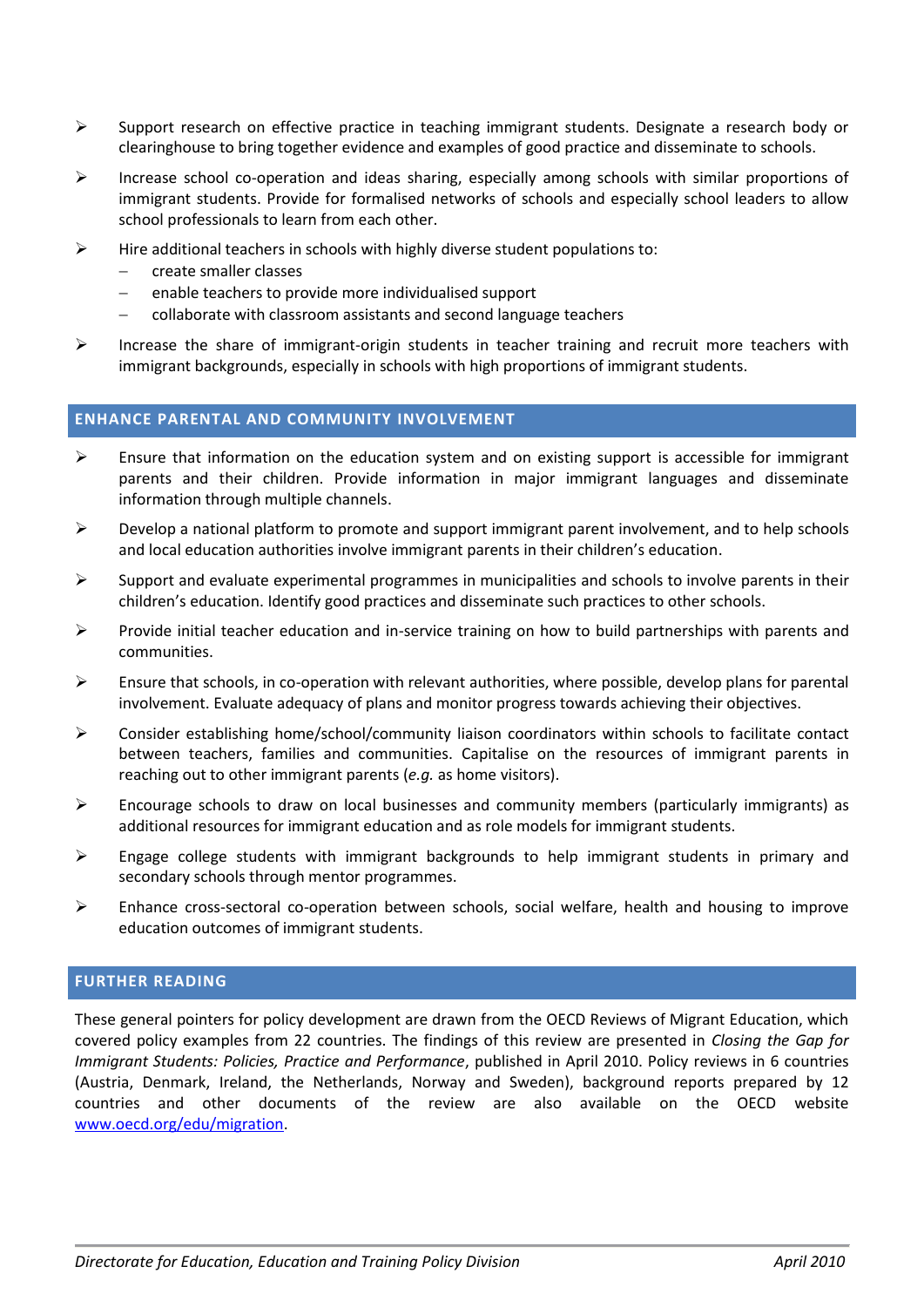- Support research on effective practice in teaching immigrant students. Designate a research body or clearinghouse to bring together evidence and examples of good practice and disseminate to schools.
- Increase school co-operation and ideas sharing, especially among schools with similar proportions of immigrant students. Provide for formalised networks of schools and especially school leaders to allow school professionals to learn from each other.
- Hire additional teachers in schools with highly diverse student populations to:
  - create smaller classes
  - enable teachers to provide more individualised support
  - collaborate with classroom assistants and second language teachers
- Increase the share of immigrant-origin students in teacher training and recruit more teachers with immigrant backgrounds, especially in schools with high proportions of immigrant students.

## ENHANCE PARENTAL AND COMMUNITY INVOLVEMENT

- Ensure that information on the education system and on existing support is accessible for immigrant parents and their children. Provide information in major immigrant languages and disseminate information through multiple channels.
- Develop a national platform to promote and support immigrant parent involvement, and to help schools and local education authorities involve immigrant parents in their children's education.
- Support and evaluate experimental programmes in municipalities and schools to involve parents in their children's education. Identify good practices and disseminate such practices to other schools.
- Provide initial teacher education and in-service training on how to build partnerships with parents and communities.
- Ensure that schools, in co-operation with relevant authorities, where possible, develop plans for parental involvement. Evaluate adequacy of plans and monitor progress towards achieving their objectives.
- Consider establishing home/school/community liaison coordinators within schools to facilitate contact between teachers, families and communities. Capitalise on the resources of immigrant parents in reaching out to other immigrant parents (*e.g.* as home visitors).
- Encourage schools to draw on local businesses and community members (particularly immigrants) as additional resources for immigrant education and as role models for immigrant students.
- Engage college students with immigrant backgrounds to help immigrant students in primary and secondary schools through mentor programmes.
- Enhance cross-sectoral co-operation between schools, social welfare, health and housing to improve education outcomes of immigrant students.

## FURTHER READING

These general pointers for policy development are drawn from the OECD Reviews of Migrant Education, which covered policy examples from 22 countries. The findings of this review are presented in *Closing the Gap for Immigrant Students: Policies, Practice and Performance*, published in April 2010. Policy reviews in 6 countries (Austria, Denmark, Ireland, the Netherlands, Norway and Sweden), background reports prepared by 12 countries and other documents of the review are also available on the OECD website www.oecd.org/edu/migration.